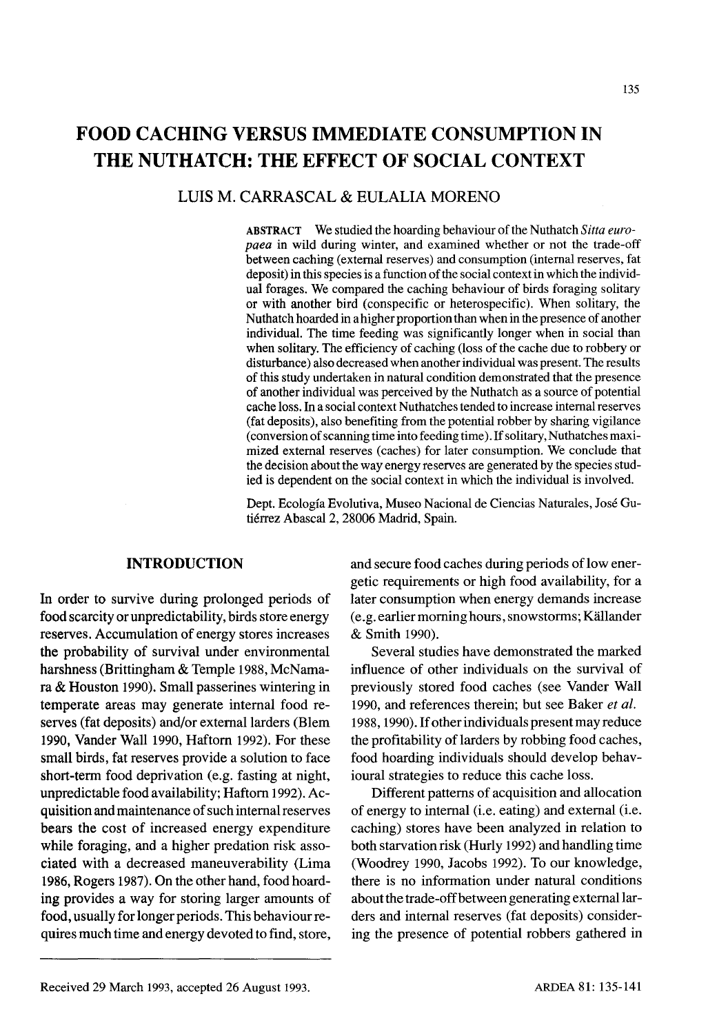# FOOD CACHING VERSUS IMMEDIATE CONSUMPTION IN THE NUTHATCH: THE EFFECT OF SOCIAL CONTEXT

## LUIS M. CARRASCAL & EULALIA MORENO

**ABSTRACT** We studied the hoarding behaviour of the Nuthatch *Sitta europaea* in wild during winter, and examined whether or not the trade-off between caching (external reserves) and consumption (internal reserves, fat deposit) in this species is a function of the social context in which the individual forages. We compared the caching behaviour of birds foraging solitary or with another bird (conspecific or heterospecific). When solitary, the Nuthatch hoarded in a higher proportion than when in the presence of another individual. The time feeding was significantly longer when in social than when solitary. The efficiency of caching (loss of the cache due to robbery or disturbance) also decreased when another individual was present. The results of this study undertaken in natural condition demonstrated that the presence of another individual was perceived by the Nuthatch as a source of potential cache loss. In a social context Nuthatches tended to increase internal reserves (fat deposits), also benefiting from the potential robber by sharing vigilance (conversion of scanning time into feeding time). If solitary, Nuthatches maximized external reserves (caches) for later consumption. We conclude that the decision about the way energy reserves are generated by the species studied is dependent on the social context in which the individual is involved.

Dept. Ecología Evolutiva, Museo Nacional de Ciencias Naturales, José Gutiérrez Abascal 2, 28006 Madrid, Spain.

## INTRODUCTION

In order to survive during prolonged periods of food scarcity or unpredictability, birds store energy reserves. Accumulation of energy stores increases the probability of survival under environmental harshness (Brittingham & Temple 1988, McNamara & Houston 1990). Small passerines wintering in temperate areas may generate internal food reserves (fat deposits) and/or external larders (Blem 1990, Vander Wall 1990, Haftorn 1992). For these small birds, fat reserves provide a solution to face short-term food deprivation (e.g. fasting at night, unpredictable food availability; Haftorn 1992). Acquisition and maintenance of such internal reserves bears the cost of increased energy expenditure while foraging, and a higher predation risk associated with a decreased maneuverability (Lima 1986, Rogers 1987). On the other hand, food hoarding provides a way for storing larger amounts of food, usually for longer periods. This behaviour requires much time and energy devoted to find, store, and secure food caches during periods of low energetic requirements or high food availability, for a later consumption when energy demands increase (e.g. earlier morning hours, snowstorms; Källander & Smith 1990).

Several studies have demonstrated the marked influence of other individuals on the survival of previously stored food caches (see Vander Wall 1990, and references therein; but see Baker *et al.* 1988, 1990). If other individuals present may reduce the profitability of larders by robbing food caches, food hoarding individuals should develop behavioural strategies to reduce this cache loss.

Different patterns of acquisition and allocation of energy to internal (i.e. eating) and external (i.e. caching) stores have been analyzed in relation to both starvation risk (Hurly 1992) and handling time (Woodrey 1990, Jacobs 1992). To our knowledge, there is no information under natural conditions about the trade-off between generating external larders and internal reserves (fat deposits) considering the presence of potential robbers gathered in

Received 29 March 1993, accepted 26 August 1993.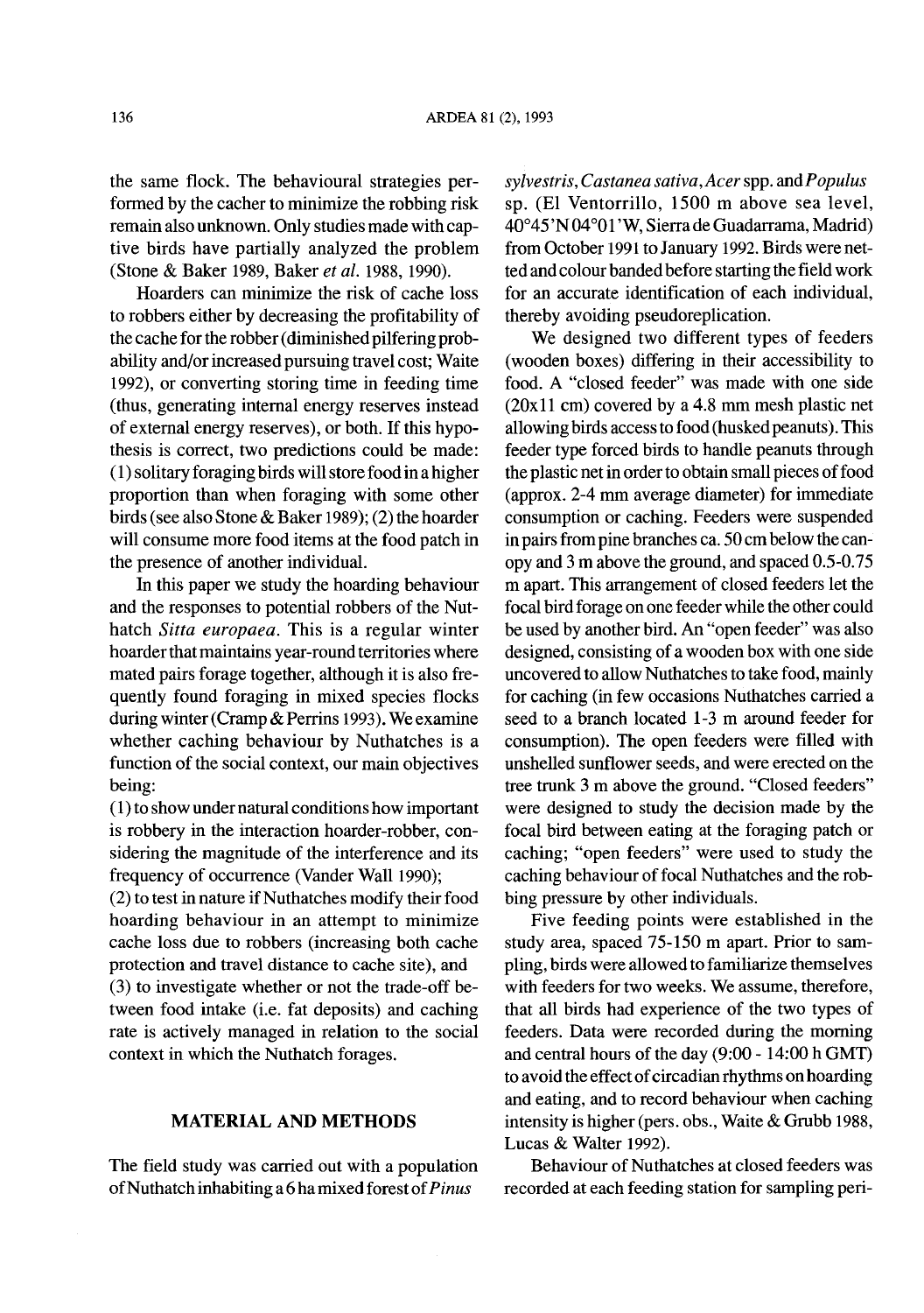the same flock. The behavioural strategies performed by the cacher to minimize the robbing risk remain also unknown. Only studies made with captive birds have partially analyzed the problem (Stone & Baker 1989, Baker *et al.* 1988, 1990).

Hoarders can minimize the risk of cache loss to robbers either by decreasing the profitability of the cache for the robber (diminished pilfering probability and/or increased pursuing travel cost; Waite 1992), or converting storing time in feeding time (thus, generating internal energy reserves instead of external energy reserves), or both. If this hypothesis is correct, two predictions could be made: (1) solitary foraging birds will store food in a higher proportion than when foraging with some other birds (see also Stone & Baker 1989); (2) the hoarder will consume more food items at the food patch in the presence of another individual.

In this paper we study the hoarding behaviour and the responses to potential robbers of the Nuthatch *Sitta europaea*. This is a regular winter hoarder that maintains year-round territories where mated pairs forage together, although it is also frequently found foraging in mixed species flocks during winter (Cramp & Perrins 1993). We examine whether caching behaviour by Nuthatches is a function of the social context, our main objectives being:

(1) to show under natural conditions how important is robbery in the interaction hoarder-robber, considering the magnitude of the interference and its frequency of occurrence (Vander Wall 1990);

(2) to test in nature if Nuthatches modify their food hoarding behaviour in an attempt to minimize cache loss due to robbers (increasing both cache protection and travel distance to cache site), and

(3) to investigate whether or not the trade-off between food intake (i.e. fat deposits) and caching rate is actively managed in relation to the social context in which the Nuthatch forages.

## MATERIAL AND METHODS

The field study was carried out with a population of Nuthatch inhabiting a 6 ha mixed forest of *Pinus sylvestris*, *Castanea sativa*, *Acer* spp. and *Populus* sp. (El Ventorrillo, 1500 m above sea level, 40°45'N 04°01'W, Sierra de Guadarrama, Madrid) from October 1991 to January 1992. Birds were netted and colour banded before starting the field work for an accurate identification of each individual, thereby avoiding pseudoreplication.

We designed two different types of feeders (wooden boxes) differing in their accessibility to food. A "closed feeder" was made with one side (20x11 cm) covered by a 4.8 mm mesh plastic net allowing birds access to food (husked peanuts). This feeder type forced birds to handle peanuts through the plastic net in order to obtain small pieces of food (approx. 2-4 mm average diameter) for immediate consumption or caching. Feeders were suspended in pairs from pine branches ca. 50 cm below the canopy and 3 m above the ground, and spaced 0.5-0.75 m apart. This arrangement of closed feeders let the focal bird forage on one feeder while the other could be used by another bird. An "open feeder" was also designed, consisting of a wooden box with one side uncovered to allow Nuthatches to take food, mainly for caching (in few occasions Nuthatches carried a seed to a branch located 1-3 m around feeder for consumption). The open feeders were filled with unshelled sunflower seeds, and were erected on the tree trunk 3 m above the ground. "Closed feeders" were designed to study the decision made by the focal bird between eating at the foraging patch or caching; "open feeders" were used to study the caching behaviour of focal Nuthatches and the robbing pressure by other individuals.

Five feeding points were established in the study area, spaced 75-150 m apart. Prior to sampling, birds were allowed to familiarize themselves with feeders for two weeks. We assume, therefore, that all birds had experience of the two types of feeders. Data were recorded during the morning and central hours of the day (9:00 - 14:00 h GMT) to avoid the effect of circadian rhythms on hoarding and eating, and to record behaviour when caching intensity is higher (pers. obs., Waite & Grubb 1988, Lucas & Walter 1992).

Behaviour of Nuthatches at closed feeders was recorded at each feeding station for sampling peri-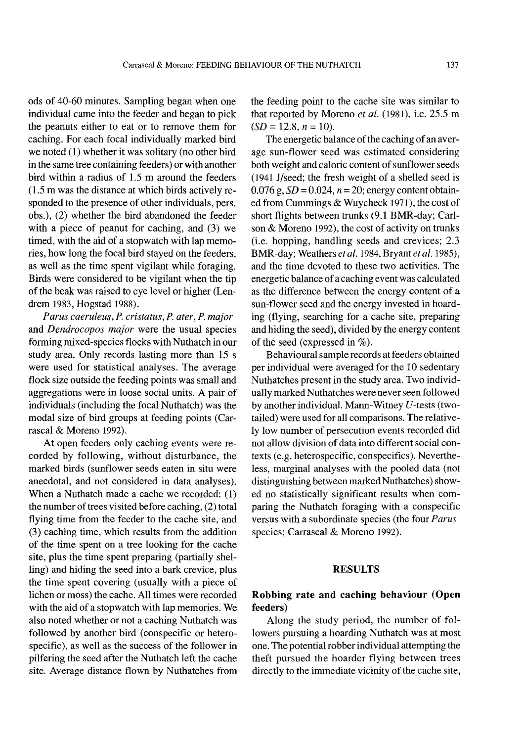ods of 40-60 minutes. Sampling began when one individual came into the feeder and began to pick the peanuts either to eat or to remove them for caching. For each focal individually marked bird we noted (1) whether it was solitary (no other bird in the same tree containing feeders) or with another bird within a radius of 1.5 m around the feeders (1.5 m was the distance at which birds actively responded to the presence of other individuals, pers. obs.), (2) whether the bird abandoned the feeder with a piece of peanut for caching, and (3) we timed, with the aid of a stopwatch with lap memories, how long the focal bird stayed on the feeders, as well as the time spent vigilant while foraging. Birds were considered to be vigilant when the tip of the beak was raised to eye level or higher (Lendrem 1983, Hogstad 1988).

*Parus caeruleus*, *P. cristatus*, *P. ater*, *P. major* and *Dendrocopos major* were the usual species forming mixed-species flocks with Nuthatch in our study area. Only records lasting more than 15 s were used for statistical analyses. The average flock size outside the feeding points was small and aggregations were in loose social units. A pair of individuals (including the focal Nuthatch) was the modal size of bird groups at feeding points (Carrascal & Moreno 1992).

At open feeders only caching events were recorded by following, without disturbance, the marked birds (sunflower seeds eaten in situ were anecdotal, and not considered in data analyses). When a Nuthatch made a cache we recorded: (1) the number of trees visited before caching, (2) total flying time from the feeder to the cache site, and (3) caching time, which results from the addition of the time spent on a tree looking for the cache site, plus the time spent preparing (partially shelling) and hiding the seed into a bark crevice, plus the time spent covering (usually with a piece of lichen or moss) the cache. All times were recorded with the aid of a stopwatch with lap memories. We also noted whether or not a caching Nuthatch was followed by another bird (conspecific or heterospecific), as well as the success of the follower in pilfering the seed after the Nuthatch left the cache site. Average distance flown by Nuthatches from the feeding point to the cache site was similar to that reported by Moreno *et al.* (1981), i.e. 25.5 m ($SD$ = 12.8, $n$ = 10).

The energetic balance of the caching of an average sun-flower seed was estimated considering both weight and caloric content of sunflower seeds (1941 J/seed; the fresh weight of a shelled seed is 0.076 g, $SD$ = 0.024, $n$ = 20; energy content obtained from Cummings & Wuycheck 1971), the cost of short flights between trunks (9.1 BMR-day; Carlson & Moreno 1992), the cost of activity on trunks (i.e. hopping, handling seeds and crevices; 2.3 BMR-day; Weathers *et al.* 1984, Bryant *et al.* 1985), and the time devoted to these two activities. The energetic balance of a caching event was calculated as the difference between the energy content of a sun-flower seed and the energy invested in hoarding (flying, searching for a cache site, preparing and hiding the seed), divided by the energy content of the seed (expressed in %).

Behavioural sample records at feeders obtained per individual were averaged for the 10 sedentary Nuthatches present in the study area. Two individually marked Nuthatches were never seen followed by another individual. Mann-Witney $U$-tests (two-tailed) were used for all comparisons. The relatively low number of persecution events recorded did not allow division of data into different social contexts (e.g. heterospecific, conspecifics). Nevertheless, marginal analyses with the pooled data (not distinguishing between marked Nuthatches) showed no statistically significant results when comparing the Nuthatch foraging with a conspecific versus with a subordinate species (the four *Parus* species; Carrascal & Moreno 1992).

## RESULTS

### Robbing rate and caching behaviour (Open feeders)

Along the study period, the number of followers pursuing a hoarding Nuthatch was at most one. The potential robber individual attempting the theft pursued the hoarder flying between trees directly to the immediate vicinity of the cache site,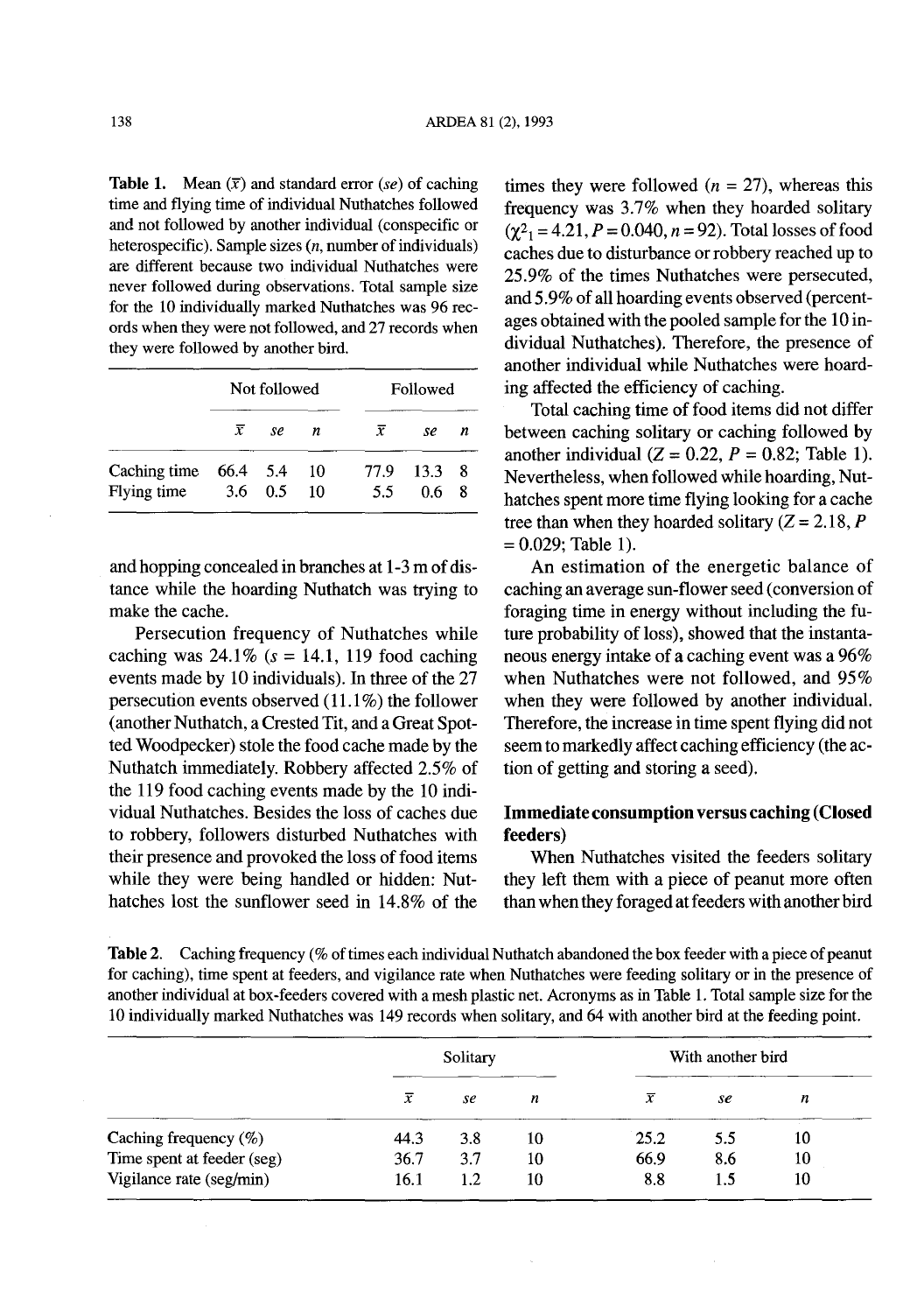**Table 1.** Mean ($\bar{x}$) and standard error (*se*) of caching time and flying time of individual Nuthatches followed and not followed by another individual (conspecific or heterospecific). Sample sizes (*n*, number of individuals) are different because two individual Nuthatches were never followed during observations. Total sample size for the 10 individually marked Nuthatches was 96 records when they were not followed, and 27 records when they were followed by another bird.

| | Not followed | | | Followed | | |
|---|---|---|---|---|---|---|
| | $\bar{x}$ | *se* | *n* | $\bar{x}$ | *se* | *n* |
| Caching time | 66.4 | 5.4 | 10 | 77.9 | 13.3 | 8 |
| Flying time | 3.6 | 0.5 | 10 | 5.5 | 0.6 | 8 |

and hopping concealed in branches at 1-3 m of distance while the hoarding Nuthatch was trying to make the cache.

Persecution frequency of Nuthatches while caching was 24.1% (*s* = 14.1, 119 food caching events made by 10 individuals). In three of the 27 persecution events observed (11.1%) the follower (another Nuthatch, a Crested Tit, and a Great Spotted Woodpecker) stole the food cache made by the Nuthatch immediately. Robbery affected 2.5% of the 119 food caching events made by the 10 individual Nuthatches. Besides the loss of caches due to robbery, followers disturbed Nuthatches with their presence and provoked the loss of food items while they were being handled or hidden: Nuthatches lost the sunflower seed in 14.8% of the times they were followed (*n* = 27), whereas this frequency was 3.7% when they hoarded solitary ($\chi^2_1 = 4.21$, $P = 0.040$, $n = 92$). Total losses of food caches due to disturbance or robbery reached up to 25.9% of the times Nuthatches were persecuted, and 5.9% of all hoarding events observed (percentages obtained with the pooled sample for the 10 individual Nuthatches). Therefore, the presence of another individual while Nuthatches were hoarding affected the efficiency of caching.

Total caching time of food items did not differ between caching solitary or caching followed by another individual ($Z = 0.22$, $P = 0.82$; Table 1). Nevertheless, when followed while hoarding, Nuthatches spent more time flying looking for a cache tree than when they hoarded solitary ($Z = 2.18$, $P = 0.029$; Table 1).

An estimation of the energetic balance of caching an average sun-flower seed (conversion of foraging time in energy without including the future probability of loss), showed that the instantaneous energy intake of a caching event was a 96% when Nuthatches were not followed, and 95% when they were followed by another individual. Therefore, the increase in time spent flying did not seem to markedly affect caching efficiency (the action of getting and storing a seed).

## Immediate consumption versus caching (Closed feeders)

When Nuthatches visited the feeders solitary they left them with a piece of peanut more often than when they foraged at feeders with another bird

**Table 2.** Caching frequency (% of times each individual Nuthatch abandoned the box feeder with a piece of peanut for caching), time spent at feeders, and vigilance rate when Nuthatches were feeding solitary or in the presence of another individual at box-feeders covered with a mesh plastic net. Acronyms as in Table 1. Total sample size for the 10 individually marked Nuthatches was 149 records when solitary, and 64 with another bird at the feeding point.

| | Solitary | | | With another bird | | |
|---|---|---|---|---|---|---|
| | $\bar{x}$ | *se* | *n* | $\bar{x}$ | *se* | *n* |
| Caching frequency (%) | 44.3 | 3.8 | 10 | 25.2 | 5.5 | 10 |
| Time spent at feeder (seg) | 36.7 | 3.7 | 10 | 66.9 | 8.6 | 10 |
| Vigilance rate (seg/min) | 16.1 | 1.2 | 10 | 8.8 | 1.5 | 10 |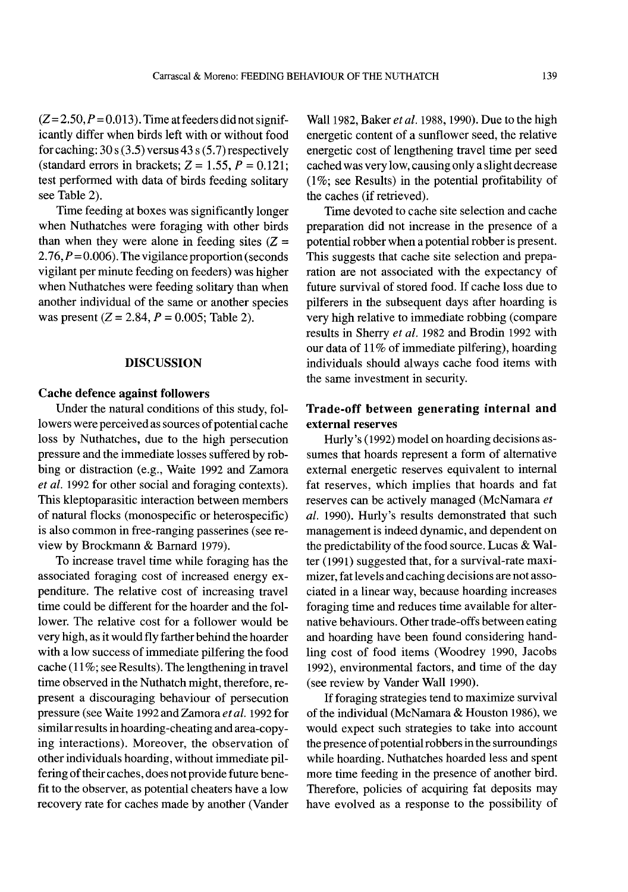($Z = 2.50, P = 0.013$). Time at feeders did not significantly differ when birds left with or without food for caching: 30 s (3.5) versus 43 s (5.7) respectively (standard errors in brackets; $Z = 1.55$, $P = 0.121$; test performed with data of birds feeding solitary see Table 2).

Time feeding at boxes was significantly longer when Nuthatches were foraging with other birds than when they were alone in feeding sites ($Z = 2.76, P = 0.006$). The vigilance proportion (seconds vigilant per minute feeding on feeders) was higher when Nuthatches were feeding solitary than when another individual of the same or another species was present ($Z = 2.84$, $P = 0.005$; Table 2).

## DISCUSSION

### Cache defence against followers

Under the natural conditions of this study, followers were perceived as sources of potential cache loss by Nuthatches, due to the high persecution pressure and the immediate losses suffered by robbing or distraction (e.g., Waite 1992 and Zamora *et al.* 1992 for other social and foraging contexts). This kleptoparasitic interaction between members of natural flocks (monospecific or heterospecific) is also common in free-ranging passerines (see review by Brockmann & Barnard 1979).

To increase travel time while foraging has the associated foraging cost of increased energy expenditure. The relative cost of increasing travel time could be different for the hoarder and the follower. The relative cost for a follower would be very high, as it would fly farther behind the hoarder with a low success of immediate pilfering the food cache (11%; see Results). The lengthening in travel time observed in the Nuthatch might, therefore, represent a discouraging behaviour of persecution pressure (see Waite 1992 and Zamora *et al.* 1992 for similar results in hoarding-cheating and area-copying interactions). Moreover, the observation of other individuals hoarding, without immediate pilfering of their caches, does not provide future benefit to the observer, as potential cheaters have a low recovery rate for caches made by another (Vander Wall 1982, Baker *et al.* 1988, 1990). Due to the high energetic content of a sunflower seed, the relative energetic cost of lengthening travel time per seed cached was very low, causing only a slight decrease (1%; see Results) in the potential profitability of the caches (if retrieved).

Time devoted to cache site selection and cache preparation did not increase in the presence of a potential robber when a potential robber is present. This suggests that cache site selection and preparation are not associated with the expectancy of future survival of stored food. If cache loss due to pilferers in the subsequent days after hoarding is very high relative to immediate robbing (compare results in Sherry *et al.* 1982 and Brodin 1992 with our data of 11% of immediate pilfering), hoarding individuals should always cache food items with the same investment in security.

### Trade-off between generating internal and external reserves

Hurly's (1992) model on hoarding decisions assumes that hoards represent a form of alternative external energetic reserves equivalent to internal fat reserves, which implies that hoards and fat reserves can be actively managed (McNamara *et al.* 1990). Hurly's results demonstrated that such management is indeed dynamic, and dependent on the predictability of the food source. Lucas & Walter (1991) suggested that, for a survival-rate maximizer, fat levels and caching decisions are not associated in a linear way, because hoarding increases foraging time and reduces time available for alternative behaviours. Other trade-offs between eating and hoarding have been found considering handling cost of food items (Woodrey 1990, Jacobs 1992), environmental factors, and time of the day (see review by Vander Wall 1990).

If foraging strategies tend to maximize survival of the individual (McNamara & Houston 1986), we would expect such strategies to take into account the presence of potential robbers in the surroundings while hoarding. Nuthatches hoarded less and spent more time feeding in the presence of another bird. Therefore, policies of acquiring fat deposits may have evolved as a response to the possibility of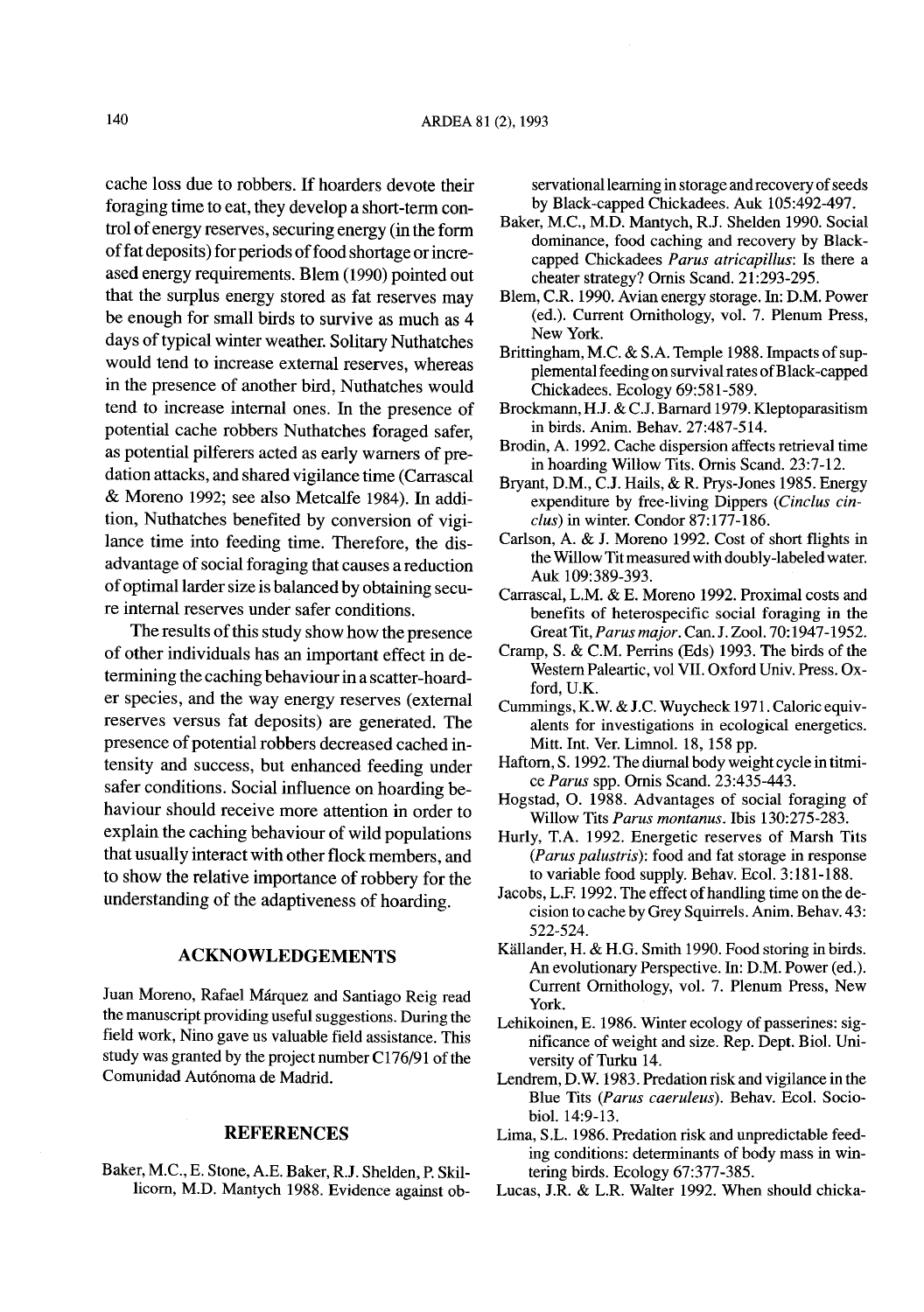cache loss due to robbers. If hoarders devote their foraging time to eat, they develop a short-term control of energy reserves, securing energy (in the form of fat deposits) for periods of food shortage or increased energy requirements. Blem (1990) pointed out that the surplus energy stored as fat reserves may be enough for small birds to survive as much as 4 days of typical winter weather. Solitary Nuthatches would tend to increase external reserves, whereas in the presence of another bird, Nuthatches would tend to increase internal ones. In the presence of potential cache robbers Nuthatches foraged safer, as potential pilferers acted as early warners of predation attacks, and shared vigilance time (Carrascal & Moreno 1992; see also Metcalfe 1984). In addition, Nuthatches benefited by conversion of vigilance time into feeding time. Therefore, the disadvantage of social foraging that causes a reduction of optimal larder size is balanced by obtaining secure internal reserves under safer conditions.

The results of this study show how the presence of other individuals has an important effect in determining the caching behaviour in a scatter-hoarder species, and the way energy reserves (external reserves versus fat deposits) are generated. The presence of potential robbers decreased cached intensity and success, but enhanced feeding under safer conditions. Social influence on hoarding behaviour should receive more attention in order to explain the caching behaviour of wild populations that usually interact with other flock members, and to show the relative importance of robbery for the understanding of the adaptiveness of hoarding.

## ACKNOWLEDGEMENTS

Juan Moreno, Rafael Márquez and Santiago Reig read the manuscript providing useful suggestions. During the field work, Nino gave us valuable field assistance. This study was granted by the project number C176/91 of the Comunidad Autónoma de Madrid.

## REFERENCES

Baker, M.C., E. Stone, A.E. Baker, R.J. Shelden, P. Skillicorn, M.D. Mantych 1988. Evidence against observational learning in storage and recovery of seeds by Black-capped Chickadees. Auk 105:492-497.

Baker, M.C., M.D. Mantych, R.J. Shelden 1990. Social dominance, food caching and recovery by Black-capped Chickadees *Parus atricapillus*: Is there a cheater strategy? Ornis Scand. 21:293-295.

Blem, C.R. 1990. Avian energy storage. In: D.M. Power (ed.). Current Ornithology, vol. 7. Plenum Press, New York.

Brittingham, M.C. & S.A. Temple 1988. Impacts of supplemental feeding on survival rates of Black-capped Chickadees. Ecology 69:581-589.

Brockmann, H.J. & C.J. Barnard 1979. Kleptoparasitism in birds. Anim. Behav. 27:487-514.

Brodin, A. 1992. Cache dispersion affects retrieval time in hoarding Willow Tits. Ornis Scand. 23:7-12.

Bryant, D.M., C.J. Hails, & R. Prys-Jones 1985. Energy expenditure by free-living Dippers (*Cinclus cinclus*) in winter. Condor 87:177-186.

Carlson, A. & J. Moreno 1992. Cost of short flights in the Willow Tit measured with doubly-labeled water. Auk 109:389-393.

Carrascal, L.M. & E. Moreno 1992. Proximal costs and benefits of heterospecific social foraging in the Great Tit, *Parus major*. Can. J. Zool. 70:1947-1952.

Cramp, S. & C.M. Perrins (Eds) 1993. The birds of the Western Paleartic, vol VII. Oxford Univ. Press. Oxford, U.K.

Cummings, K.W. & J.C. Wuycheck 1971. Caloric equivalents for investigations in ecological energetics. Mitt. Int. Ver. Limnol. 18, 158 pp.

Haftorn, S. 1992. The diurnal body weight cycle in titmice *Parus* spp. Ornis Scand. 23:435-443.

Hogstad, O. 1988. Advantages of social foraging of Willow Tits *Parus montanus*. Ibis 130:275-283.

Hurly, T.A. 1992. Energetic reserves of Marsh Tits (*Parus palustris*): food and fat storage in response to variable food supply. Behav. Ecol. 3:181-188.

Jacobs, L.F. 1992. The effect of handling time on the decision to cache by Grey Squirrels. Anim. Behav. 43: 522-524.

Källander, H. & H.G. Smith 1990. Food storing in birds. An evolutionary Perspective. In: D.M. Power (ed.). Current Ornithology, vol. 7. Plenum Press, New York.

Lehikoinen, E. 1986. Winter ecology of passerines: significance of weight and size. Rep. Dept. Biol. University of Turku 14.

Lendrem, D.W. 1983. Predation risk and vigilance in the Blue Tits (*Parus caeruleus*). Behav. Ecol. Sociobiol. 14:9-13.

Lima, S.L. 1986. Predation risk and unpredictable feeding conditions: determinants of body mass in wintering birds. Ecology 67:377-385.

Lucas, J.R. & L.R. Walter 1992. When should chicka-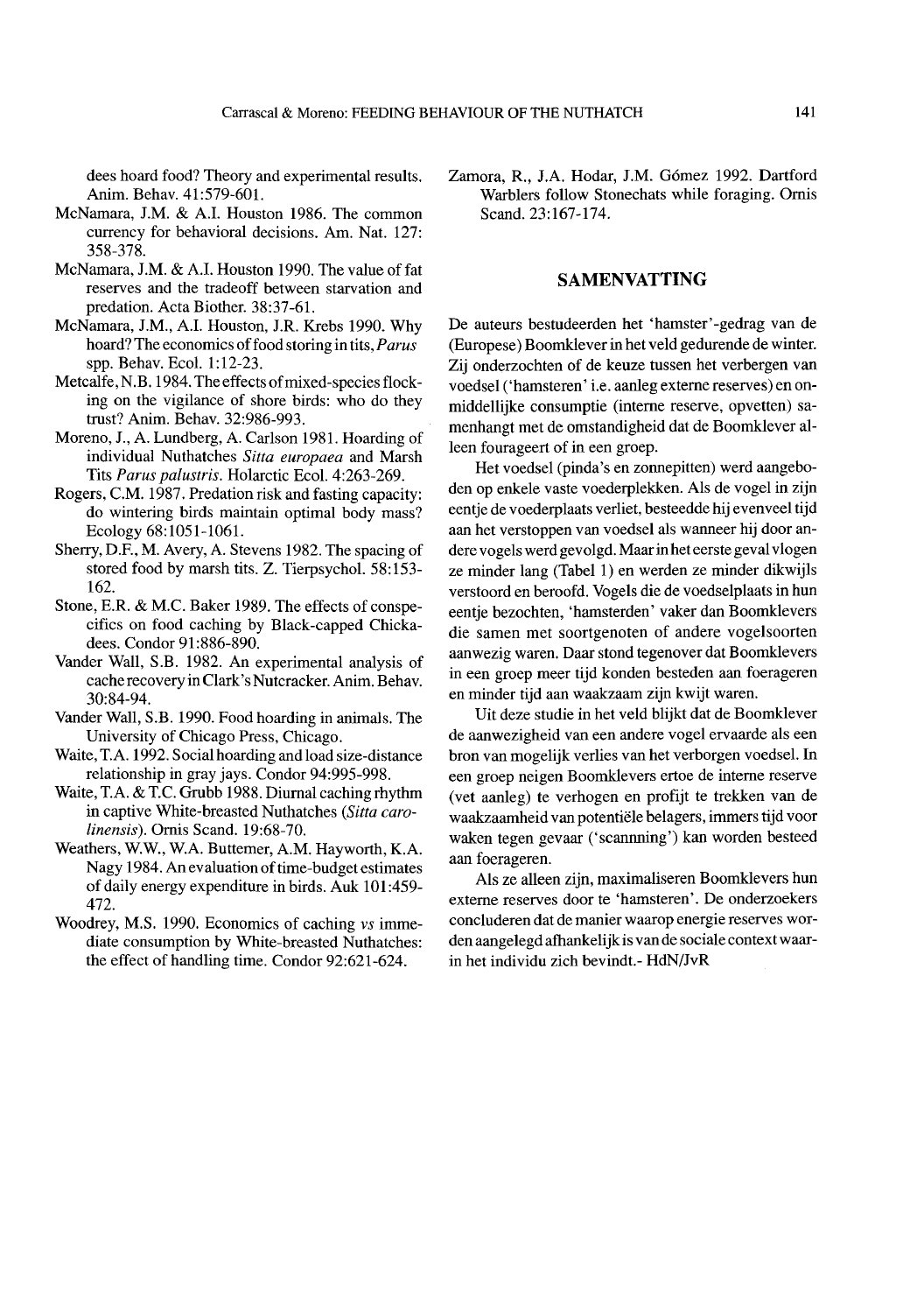dees hoard food? Theory and experimental results. Anim. Behav. 41:579-601.

McNamara, J.M. & A.I. Houston 1986. The common currency for behavioral decisions. Am. Nat. 127: 358-378.

McNamara, J.M. & A.I. Houston 1990. The value of fat reserves and the tradeoff between starvation and predation. Acta Biother. 38:37-61.

McNamara, J.M., A.I. Houston, J.R. Krebs 1990. Why hoard? The economics of food storing in tits, *Parus* spp. Behav. Ecol. 1:12-23.

Metcalfe, N.B. 1984. The effects of mixed-species flocking on the vigilance of shore birds: who do they trust? Anim. Behav. 32:986-993.

Moreno, J., A. Lundberg, A. Carlson 1981. Hoarding of individual Nuthatches *Sitta europaea* and Marsh Tits *Parus palustris*. Holarctic Ecol. 4:263-269.

Rogers, C.M. 1987. Predation risk and fasting capacity: do wintering birds maintain optimal body mass? Ecology 68:1051-1061.

Sherry, D.F., M. Avery, A. Stevens 1982. The spacing of stored food by marsh tits. Z. Tierpsychol. 58:153-162.

Stone, E.R. & M.C. Baker 1989. The effects of conspecifics on food caching by Black-capped Chickadees. Condor 91:886-890.

Vander Wall, S.B. 1982. An experimental analysis of cache recovery in Clark's Nutcracker. Anim. Behav. 30:84-94.

Vander Wall, S.B. 1990. Food hoarding in animals. The University of Chicago Press, Chicago.

Waite, T.A. 1992. Social hoarding and load size-distance relationship in gray jays. Condor 94:995-998.

Waite, T.A. & T.C. Grubb 1988. Diurnal caching rhythm in captive White-breasted Nuthatches (*Sitta carolinensis*). Ornis Scand. 19:68-70.

Weathers, W.W., W.A. Buttemer, A.M. Hayworth, K.A. Nagy 1984. An evaluation of time-budget estimates of daily energy expenditure in birds. Auk 101:459-472.

Woodrey, M.S. 1990. Economics of caching *vs* immediate consumption by White-breasted Nuthatches: the effect of handling time. Condor 92:621-624.

Zamora, R., J.A. Hodar, J.M. Gómez 1992. Dartford Warblers follow Stonechats while foraging. Ornis Scand. 23:167-174.

## SAMENVATTING

De auteurs bestudeerden het 'hamster'-gedrag van de (Europese) Boomklever in het veld gedurende de winter. Zij onderzochten of de keuze tussen het verbergen van voedsel ('hamsteren' i.e. aanleg externe reserves) en onmiddellijke consumptie (interne reserve, opvetten) samenhangt met de omstandigheid dat de Boomklever alleen fourageert of in een groep.

Het voedsel (pinda's en zonnepitten) werd aangeboden op enkele vaste voederplekken. Als de vogel in zijn eentje de voederplaats verliet, besteedde hij evenveel tijd aan het verstoppen van voedsel als wanneer hij door andere vogels werd gevolgd. Maar in het eerste geval vlogen ze minder lang (Tabel 1) en werden ze minder dikwijls verstoord en beroofd. Vogels die de voedselplaats in hun eentje bezochten, 'hamsterden' vaker dan Boomklevers die samen met soortgenoten of andere vogelsoorten aanwezig waren. Daar stond tegenover dat Boomklevers in een groep meer tijd konden besteden aan foerageren en minder tijd aan waakzaam zijn kwijt waren.

Uit deze studie in het veld blijkt dat de Boomklever de aanwezigheid van een andere vogel ervaarde als een bron van mogelijk verlies van het verborgen voedsel. In een groep neigen Boomklevers ertoe de interne reserve (vet aanleg) te verhogen en profijt te trekken van de waakzaamheid van potentiële belagers, immers tijd voor waken tegen gevaar ('scannning') kan worden besteed aan foerageren.

Als ze alleen zijn, maximaliseren Boomklevers hun externe reserves door te 'hamsteren'. De onderzoekers concluderen dat de manier waarop energie reserves worden aangelegd afhankelijk is van de sociale context waarin het individu zich bevindt.- HdN/JvR